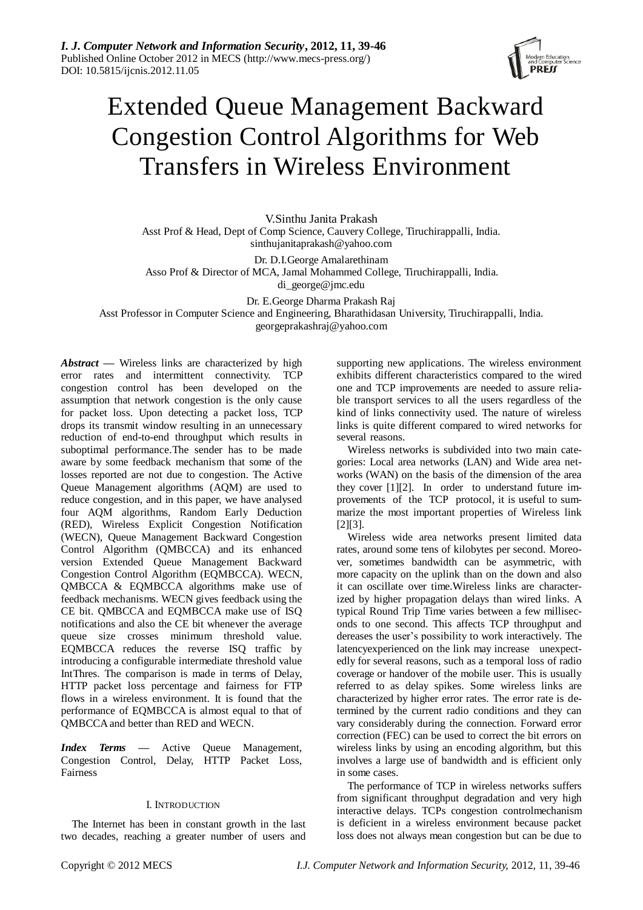# Extended Queue Management Backward Congestion Control Algorithms for Web Transfers in Wireless Environment

V.Sinthu Janita Prakash
Asst Prof & Head, Dept of Comp Science, Cauvery College, Tiruchirappalli, India.
sinthujanitaprakash@yahoo.com

Dr. D.I.George Amalarethinam
Asso Prof & Director of MCA, Jamal Mohammed College, Tiruchirappalli, India.
di_george@jmc.edu

Dr. E.George Dharma Prakash Raj
Asst Professor in Computer Science and Engineering, Bharathidasan University, Tiruchirappalli, India.
georgeprakashraj@yahoo.com

***Abstract*** **—** Wireless links are characterized by high error rates and intermittent connectivity. TCP congestion control has been developed on the assumption that network congestion is the only cause for packet loss. Upon detecting a packet loss, TCP drops its transmit window resulting in an unnecessary reduction of end-to-end throughput which results in suboptimal performance.The sender has to be made aware by some feedback mechanism that some of the losses reported are not due to congestion. The Active Queue Management algorithms (AQM) are used to reduce congestion, and in this paper, we have analysed four AQM algorithms, Random Early Deduction (RED), Wireless Explicit Congestion Notification (WECN), Queue Management Backward Congestion Control Algorithm (QMBCCA) and its enhanced version Extended Queue Management Backward Congestion Control Algorithm (EQMBCCA). WECN, QMBCCA & EQMBCCA algorithms make use of feedback mechanisms. WECN gives feedback using the CE bit. QMBCCA and EQMBCCA make use of ISQ notifications and also the CE bit whenever the average queue size crosses minimum threshold value. EQMBCCA reduces the reverse ISQ traffic by introducing a configurable intermediate threshold value IntThres. The comparison is made in terms of Delay, HTTP packet loss percentage and fairness for FTP flows in a wireless environment. It is found that the performance of EQMBCCA is almost equal to that of QMBCCA and better than RED and WECN.

***Index Terms*** **—** Active Queue Management, Congestion Control, Delay, HTTP Packet Loss, Fairness

## I. Introduction

The Internet has been in constant growth in the last two decades, reaching a greater number of users and supporting new applications. The wireless environment exhibits different characteristics compared to the wired one and TCP improvements are needed to assure reliable transport services to all the users regardless of the kind of links connectivity used. The nature of wireless links is quite different compared to wired networks for several reasons.

Wireless networks is subdivided into two main categories: Local area networks (LAN) and Wide area networks (WAN) on the basis of the dimension of the area they cover [1][2]. In order to understand future improvements of the TCP protocol, it is useful to summarize the most important properties of Wireless link [2][3].

Wireless wide area networks present limited data rates, around some tens of kilobytes per second. Moreover, sometimes bandwidth can be asymmetric, with more capacity on the uplink than on the down and also it can oscillate over time.Wireless links are characterized by higher propagation delays than wired links. A typical Round Trip Time varies between a few milliseconds to one second. This affects TCP throughput and dereases the user's possibility to work interactively. The latencyexperienced on the link may increase unexpectedly for several reasons, such as a temporal loss of radio coverage or handover of the mobile user. This is usually referred to as delay spikes. Some wireless links are characterized by higher error rates. The error rate is determined by the current radio conditions and they can vary considerably during the connection. Forward error correction (FEC) can be used to correct the bit errors on wireless links by using an encoding algorithm, but this involves a large use of bandwidth and is efficient only in some cases.

The performance of TCP in wireless networks suffers from significant throughput degradation and very high interactive delays. TCPs congestion controlmechanism is deficient in a wireless environment because packet loss does not always mean congestion but can be due to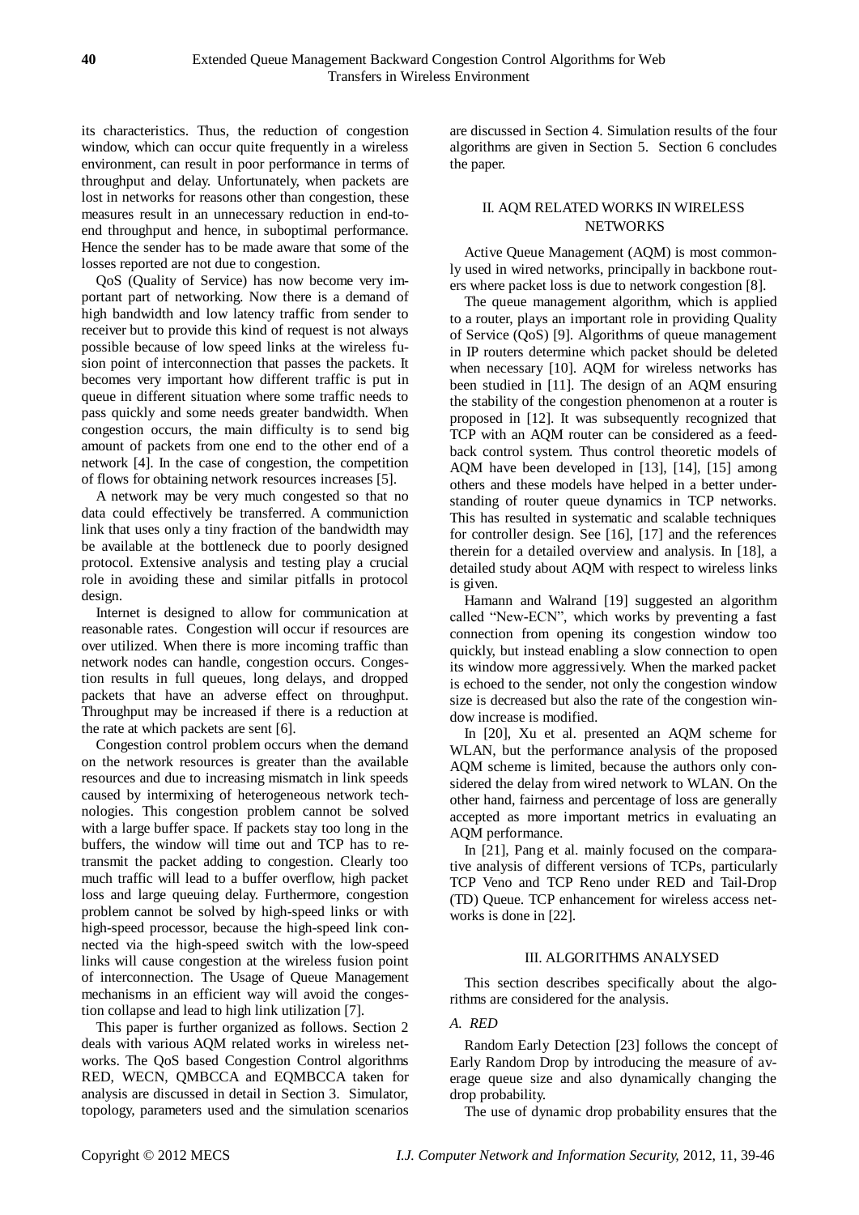its characteristics. Thus, the reduction of congestion window, which can occur quite frequently in a wireless environment, can result in poor performance in terms of throughput and delay. Unfortunately, when packets are lost in networks for reasons other than congestion, these measures result in an unnecessary reduction in end-to-end throughput and hence, in suboptimal performance. Hence the sender has to be made aware that some of the losses reported are not due to congestion.

QoS (Quality of Service) has now become very important part of networking. Now there is a demand of high bandwidth and low latency traffic from sender to receiver but to provide this kind of request is not always possible because of low speed links at the wireless fusion point of interconnection that passes the packets. It becomes very important how different traffic is put in queue in different situation where some traffic needs to pass quickly and some needs greater bandwidth. When congestion occurs, the main difficulty is to send big amount of packets from one end to the other end of a network [4]. In the case of congestion, the competition of flows for obtaining network resources increases [5].

A network may be very much congested so that no data could effectively be transferred. A communiction link that uses only a tiny fraction of the bandwidth may be available at the bottleneck due to poorly designed protocol. Extensive analysis and testing play a crucial role in avoiding these and similar pitfalls in protocol design.

Internet is designed to allow for communication at reasonable rates. Congestion will occur if resources are over utilized. When there is more incoming traffic than network nodes can handle, congestion occurs. Congestion results in full queues, long delays, and dropped packets that have an adverse effect on throughput. Throughput may be increased if there is a reduction at the rate at which packets are sent [6].

Congestion control problem occurs when the demand on the network resources is greater than the available resources and due to increasing mismatch in link speeds caused by intermixing of heterogeneous network technologies. This congestion problem cannot be solved with a large buffer space. If packets stay too long in the buffers, the window will time out and TCP has to retransmit the packet adding to congestion. Clearly too much traffic will lead to a buffer overflow, high packet loss and large queuing delay. Furthermore, congestion problem cannot be solved by high-speed links or with high-speed processor, because the high-speed link connected via the high-speed switch with the low-speed links will cause congestion at the wireless fusion point of interconnection. The Usage of Queue Management mechanisms in an efficient way will avoid the congestion collapse and lead to high link utilization [7].

This paper is further organized as follows. Section 2 deals with various AQM related works in wireless networks. The QoS based Congestion Control algorithms RED, WECN, QMBCCA and EQMBCCA taken for analysis are discussed in detail in Section 3. Simulator, topology, parameters used and the simulation scenarios are discussed in Section 4. Simulation results of the four algorithms are given in Section 5. Section 6 concludes the paper.

## II. AQM RELATED WORKS IN WIRELESS NETWORKS

Active Queue Management (AQM) is most commonly used in wired networks, principally in backbone routers where packet loss is due to network congestion [8].

The queue management algorithm, which is applied to a router, plays an important role in providing Quality of Service (QoS) [9]. Algorithms of queue management in IP routers determine which packet should be deleted when necessary [10]. AQM for wireless networks has been studied in [11]. The design of an AQM ensuring the stability of the congestion phenomenon at a router is proposed in [12]. It was subsequently recognized that TCP with an AQM router can be considered as a feedback control system. Thus control theoretic models of AQM have been developed in [13], [14], [15] among others and these models have helped in a better understanding of router queue dynamics in TCP networks. This has resulted in systematic and scalable techniques for controller design. See [16], [17] and the references therein for a detailed overview and analysis. In [18], a detailed study about AQM with respect to wireless links is given.

Hamann and Walrand [19] suggested an algorithm called "New-ECN", which works by preventing a fast connection from opening its congestion window too quickly, but instead enabling a slow connection to open its window more aggressively. When the marked packet is echoed to the sender, not only the congestion window size is decreased but also the rate of the congestion window increase is modified.

In [20], Xu et al. presented an AQM scheme for WLAN, but the performance analysis of the proposed AQM scheme is limited, because the authors only considered the delay from wired network to WLAN. On the other hand, fairness and percentage of loss are generally accepted as more important metrics in evaluating an AQM performance.

In [21], Pang et al. mainly focused on the comparative analysis of different versions of TCPs, particularly TCP Veno and TCP Reno under RED and Tail-Drop (TD) Queue. TCP enhancement for wireless access networks is done in [22].

## III. ALGORITHMS ANALYSED

This section describes specifically about the algorithms are considered for the analysis.

### *A. RED*

Random Early Detection [23] follows the concept of Early Random Drop by introducing the measure of average queue size and also dynamically changing the drop probability.

The use of dynamic drop probability ensures that the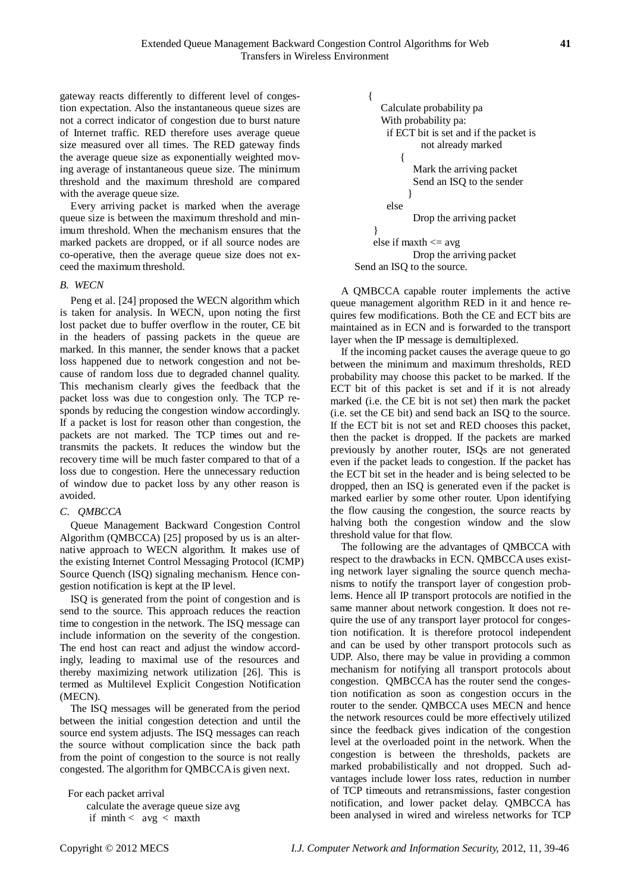gateway reacts differently to different level of congestion expectation. Also the instantaneous queue sizes are not a correct indicator of congestion due to burst nature of Internet traffic. RED therefore uses average queue size measured over all times. The RED gateway finds the average queue size as exponentially weighted moving average of instantaneous queue size. The minimum threshold and the maximum threshold are compared with the average queue size.

Every arriving packet is marked when the average queue size is between the maximum threshold and minimum threshold. When the mechanism ensures that the marked packets are dropped, or if all source nodes are co-operative, then the average queue size does not exceed the maximum threshold.

### *B. WECN*

Peng et al. [24] proposed the WECN algorithm which is taken for analysis. In WECN, upon noting the first lost packet due to buffer overflow in the router, CE bit in the headers of passing packets in the queue are marked. In this manner, the sender knows that a packet loss happened due to network congestion and not because of random loss due to degraded channel quality. This mechanism clearly gives the feedback that the packet loss was due to congestion only. The TCP responds by reducing the congestion window accordingly. If a packet is lost for reason other than congestion, the packets are not marked. The TCP times out and retransmits the packets. It reduces the window but the recovery time will be much faster compared to that of a loss due to congestion. Here the unnecessary reduction of window due to packet loss by any other reason is avoided.

### *C. QMBCCA*

Queue Management Backward Congestion Control Algorithm (QMBCCA) [25] proposed by us is an alternative approach to WECN algorithm. It makes use of the existing Internet Control Messaging Protocol (ICMP) Source Quench (ISQ) signaling mechanism. Hence congestion notification is kept at the IP level.

ISQ is generated from the point of congestion and is send to the source. This approach reduces the reaction time to congestion in the network. The ISQ message can include information on the severity of the congestion. The end host can react and adjust the window accordingly, leading to maximal use of the resources and thereby maximizing network utilization [26]. This is termed as Multilevel Explicit Congestion Notification (MECN).

The ISQ messages will be generated from the period between the initial congestion detection and until the source end system adjusts. The ISQ messages can reach the source without complication since the back path from the point of congestion to the source is not really congested. The algorithm for QMBCCA is given next.

```
For each packet arrival
    calculate the average queue size avg
    if minth <  avg  <  maxth
    {
        Calculate probability pa
        With probability pa:
         if ECT bit is set and if the packet is
                not already marked
            {
                Mark the arriving packet
                Send an ISQ to the sender
            }
         else
                Drop the arriving packet
    }
    else if maxth <= avg
                Drop the arriving packet
Send an ISQ to the source.
```

A QMBCCA capable router implements the active queue management algorithm RED in it and hence requires few modifications. Both the CE and ECT bits are maintained as in ECN and is forwarded to the transport layer when the IP message is demultiplexed.

If the incoming packet causes the average queue to go between the minimum and maximum thresholds, RED probability may choose this packet to be marked. If the ECT bit of this packet is set and if it is not already marked (i.e. the CE bit is not set) then mark the packet (i.e. set the CE bit) and send back an ISQ to the source. If the ECT bit is not set and RED chooses this packet, then the packet is dropped. If the packets are marked previously by another router, ISQs are not generated even if the packet leads to congestion. If the packet has the ECT bit set in the header and is being selected to be dropped, then an ISQ is generated even if the packet is marked earlier by some other router. Upon identifying the flow causing the congestion, the source reacts by halving both the congestion window and the slow threshold value for that flow.

The following are the advantages of QMBCCA with respect to the drawbacks in ECN. QMBCCA uses existing network layer signaling the source quench mechanisms to notify the transport layer of congestion problems. Hence all IP transport protocols are notified in the same manner about network congestion. It does not require the use of any transport layer protocol for congestion notification. It is therefore protocol independent and can be used by other transport protocols such as UDP. Also, there may be value in providing a common mechanism for notifying all transport protocols about congestion. QMBCCA has the router send the congestion notification as soon as congestion occurs in the router to the sender. QMBCCA uses MECN and hence the network resources could be more effectively utilized since the feedback gives indication of the congestion level at the overloaded point in the network. When the congestion is between the thresholds, packets are marked probabilistically and not dropped. Such advantages include lower loss rates, reduction in number of TCP timeouts and retransmissions, faster congestion notification, and lower packet delay. QMBCCA has been analysed in wired and wireless networks for TCP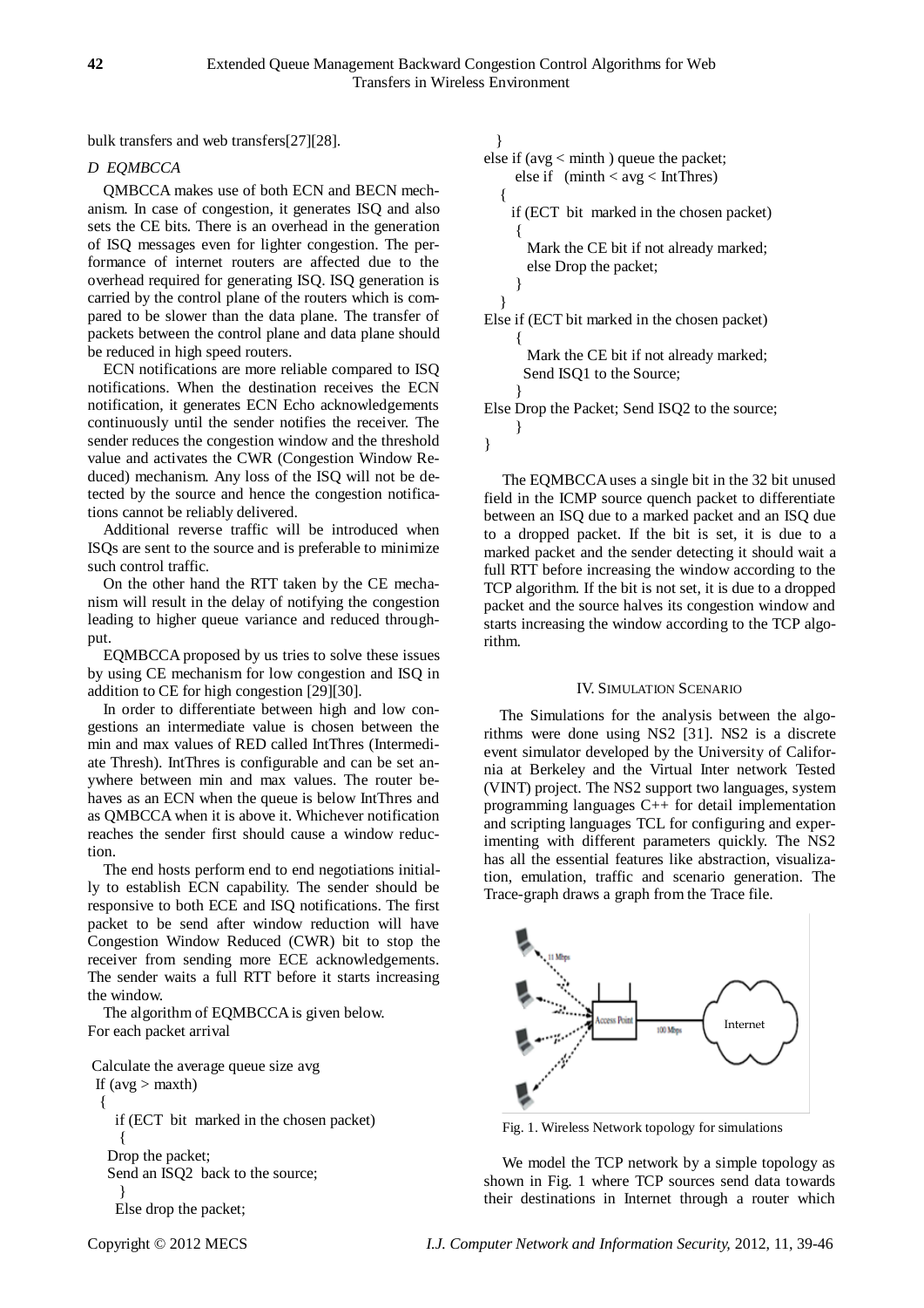bulk transfers and web transfers[27][28].

### *D EQMBCCA*

QMBCCA makes use of both ECN and BECN mechanism. In case of congestion, it generates ISQ and also sets the CE bits. There is an overhead in the generation of ISQ messages even for lighter congestion. The performance of internet routers are affected due to the overhead required for generating ISQ. ISQ generation is carried by the control plane of the routers which is compared to be slower than the data plane. The transfer of packets between the control plane and data plane should be reduced in high speed routers.

ECN notifications are more reliable compared to ISQ notifications. When the destination receives the ECN notification, it generates ECN Echo acknowledgements continuously until the sender notifies the receiver. The sender reduces the congestion window and the threshold value and activates the CWR (Congestion Window Reduced) mechanism. Any loss of the ISQ will not be detected by the source and hence the congestion notifications cannot be reliably delivered.

Additional reverse traffic will be introduced when ISQs are sent to the source and is preferable to minimize such control traffic.

On the other hand the RTT taken by the CE mechanism will result in the delay of notifying the congestion leading to higher queue variance and reduced throughput.

EQMBCCA proposed by us tries to solve these issues by using CE mechanism for low congestion and ISQ in addition to CE for high congestion [29][30].

In order to differentiate between high and low congestions an intermediate value is chosen between the min and max values of RED called IntThres (Intermediate Thresh). IntThres is configurable and can be set anywhere between min and max values. The router behaves as an ECN when the queue is below IntThres and as QMBCCA when it is above it. Whichever notification reaches the sender first should cause a window reduction.

The end hosts perform end to end negotiations initially to establish ECN capability. The sender should be responsive to both ECE and ISQ notifications. The first packet to be send after window reduction will have Congestion Window Reduced (CWR) bit to stop the receiver from sending more ECE acknowledgements. The sender waits a full RTT before it starts increasing the window.

The algorithm of EQMBCCA is given below.
For each packet arrival

```
Calculate the average queue size avg
 If (avg > maxth)
 {
    if (ECT  bit  marked in the chosen packet)
     {
   Drop the packet;
   Send an ISQ2  back to the source;
     }
    Else drop the packet;
  }
else if (avg < minth ) queue the packet;
      else if   (minth < avg < IntThres)
   {
     if (ECT  bit  marked in the chosen packet)
      {
        Mark the CE bit if not already marked;
        else Drop the packet;
      }
   }
Else if (ECT bit marked in the chosen packet)
      {
        Mark the CE bit if not already marked;
       Send ISQ1 to the Source;
      }
Else Drop the Packet; Send ISQ2 to the source;
      }
}
```

The EQMBCCA uses a single bit in the 32 bit unused field in the ICMP source quench packet to differentiate between an ISQ due to a marked packet and an ISQ due to a dropped packet. If the bit is set, it is due to a marked packet and the sender detecting it should wait a full RTT before increasing the window according to the TCP algorithm. If the bit is not set, it is due to a dropped packet and the source halves its congestion window and starts increasing the window according to the TCP algorithm.

## IV. Simulation Scenario

The Simulations for the analysis between the algorithms were done using NS2 [31]. NS2 is a discrete event simulator developed by the University of California at Berkeley and the Virtual Inter network Tested (VINT) project. The NS2 support two languages, system programming languages C++ for detail implementation and scripting languages TCL for configuring and experimenting with different parameters quickly. The NS2 has all the essential features like abstraction, visualization, emulation, traffic and scenario generation. The Trace-graph draws a graph from the Trace file.

Fig. 1. Wireless Network topology for simulations

We model the TCP network by a simple topology as shown in Fig. 1 where TCP sources send data towards their destinations in Internet through a router which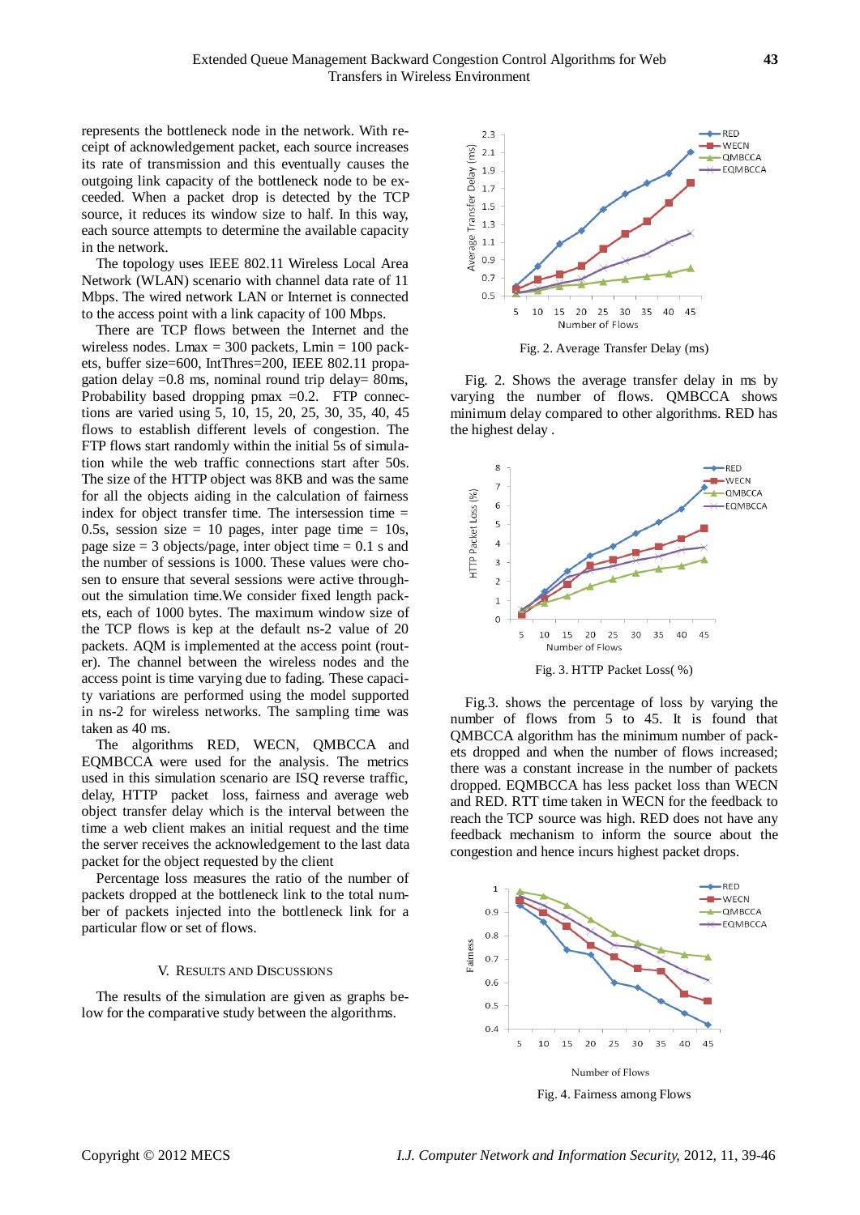represents the bottleneck node in the network. With receipt of acknowledgement packet, each source increases its rate of transmission and this eventually causes the outgoing link capacity of the bottleneck node to be exceeded. When a packet drop is detected by the TCP source, it reduces its window size to half. In this way, each source attempts to determine the available capacity in the network.

The topology uses IEEE 802.11 Wireless Local Area Network (WLAN) scenario with channel data rate of 11 Mbps. The wired network LAN or Internet is connected to the access point with a link capacity of 100 Mbps.

There are TCP flows between the Internet and the wireless nodes. Lmax = 300 packets, Lmin = 100 packets, buffer size=600, IntThres=200, IEEE 802.11 propagation delay =0.8 ms, nominal round trip delay= 80ms, Probability based dropping pmax =0.2. FTP connections are varied using 5, 10, 15, 20, 25, 30, 35, 40, 45 flows to establish different levels of congestion. The FTP flows start randomly within the initial 5s of simulation while the web traffic connections start after 50s. The size of the HTTP object was 8KB and was the same for all the objects aiding in the calculation of fairness index for object transfer time. The intersession time = 0.5s, session size = 10 pages, inter page time = 10s, page size = 3 objects/page, inter object time = 0.1 s and the number of sessions is 1000. These values were chosen to ensure that several sessions were active throughout the simulation time.We consider fixed length packets, each of 1000 bytes. The maximum window size of the TCP flows is kep at the default ns-2 value of 20 packets. AQM is implemented at the access point (router). The channel between the wireless nodes and the access point is time varying due to fading. These capacity variations are performed using the model supported in ns-2 for wireless networks. The sampling time was taken as 40 ms.

The algorithms RED, WECN, QMBCCA and EQMBCCA were used for the analysis. The metrics used in this simulation scenario are ISQ reverse traffic, delay, HTTP packet loss, fairness and average web object transfer delay which is the interval between the time a web client makes an initial request and the time the server receives the acknowledgement to the last data packet for the object requested by the client

Percentage loss measures the ratio of the number of packets dropped at the bottleneck link to the total number of packets injected into the bottleneck link for a particular flow or set of flows.

## V. Results and Discussions

The results of the simulation are given as graphs below for the comparative study between the algorithms.

Fig. 2. Average Transfer Delay (ms)

Fig. 2. Shows the average transfer delay in ms by varying the number of flows. QMBCCA shows minimum delay compared to other algorithms. RED has the highest delay .

Fig. 3. HTTP Packet Loss( %)

Fig.3. shows the percentage of loss by varying the number of flows from 5 to 45. It is found that QMBCCA algorithm has the minimum number of packets dropped and when the number of flows increased; there was a constant increase in the number of packets dropped. EQMBCCA has less packet loss than WECN and RED. RTT time taken in WECN for the feedback to reach the TCP source was high. RED does not have any feedback mechanism to inform the source about the congestion and hence incurs highest packet drops.

Fig. 4. Fairness among Flows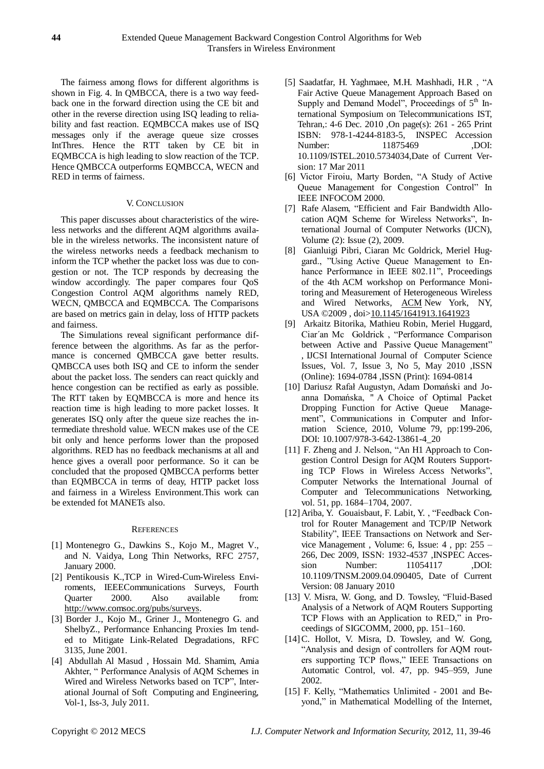The fairness among flows for different algorithms is shown in Fig. 4. In QMBCCA, there is a two way feedback one in the forward direction using the CE bit and other in the reverse direction using ISQ leading to reliability and fast reaction. EQMBCCA makes use of ISQ messages only if the average queue size crosses IntThres. Hence the RTT taken by CE bit in EQMBCCA is high leading to slow reaction of the TCP. Hence QMBCCA outperforms EQMBCCA, WECN and RED in terms of fairness.

## V. CONCLUSION

This paper discusses about characteristics of the wireless networks and the different AQM algorithms available in the wireless networks. The inconsistent nature of the wireless networks needs a feedback mechanism to inform the TCP whether the packet loss was due to congestion or not. The TCP responds by decreasing the window accordingly. The paper compares four QoS Congestion Control AQM algorithms namely RED, WECN, QMBCCA and EQMBCCA. The Comparisons are based on metrics gain in delay, loss of HTTP packets and fairness.

The Simulations reveal significant performance difference between the algorithms. As far as the performance is concerned QMBCCA gave better results. QMBCCA uses both ISQ and CE to inform the sender about the packet loss. The senders can react quickly and hence congestion can be rectified as early as possible. The RTT taken by EQMBCCA is more and hence its reaction time is high leading to more packet losses. It generates ISQ only after the queue size reaches the intermediate threshold value. WECN makes use of the CE bit only and hence performs lower than the proposed algorithms. RED has no feedback mechanisms at all and hence gives a overall poor performance. So it can be concluded that the proposed QMBCCA performs better than EQMBCCA in terms of deay, HTTP packet loss and fairness in a Wireless Environment.This work can be extended fot MANETs also.

## REFERENCES

[1] Montenegro G., Dawkins S., Kojo M., Magret V., and N. Vaidya, Long Thin Networks, RFC 2757, January 2000.

[2] Pentikousis K.,TCP in Wired-Cum-Wireless Environments, IEEECommunications Surveys, Fourth Quarter 2000. Also available from: http://www.comsoc.org/pubs/surveys.

[3] Border J., Kojo M., Griner J., Montenegro G. and ShelbyZ., Performance Enhancing Proxies Im tended to Mitigate Link-Related Degradations, RFC 3135, June 2001.

[4] Abdullah Al Masud , Hossain Md. Shamim, Amia Akhter, " Performance Analysis of AQM Schemes in Wired and Wireless Networks based on TCP", International Journal of Soft Computing and Engineering, Vol-1, Iss-3, July 2011.

[5] Saadatfar, H. Yaghmaee, M.H. Mashhadi, H.R , "A Fair Active Queue Management Approach Based on Supply and Demand Model", Proceedings of 5th International Symposium on Telecommunications IST, Tehran,: 4-6 Dec. 2010 ,On page(s): 261 - 265 Print ISBN: 978-1-4244-8183-5, INSPEC Accession Number: 11875469 ,DOI: 10.1109/ISTEL.2010.5734034,Date of Current Version: 17 Mar 2011

[6] Victor Firoiu, Marty Borden, "A Study of Active Queue Management for Congestion Control" In IEEE INFOCOM 2000.

[7] Rafe Alasem, "Efficient and Fair Bandwidth Allocation AQM Scheme for Wireless Networks", International Journal of Computer Networks (IJCN), Volume (2): Issue (2), 2009.

[8] Gianluigi Pibri, Ciaran Mc Goldrick, Meriel Huggard., "Using Active Queue Management to Enhance Performance in IEEE 802.11", Proceedings of the 4th ACM workshop on Performance Monitoring and Measurement of Heterogeneous Wireless and Wired Networks, ACM New York, NY, USA ©2009 , doi>10.1145/1641913.1641923

[9] Arkaitz Bitorika, Mathieu Robin, Meriel Huggard, Ciar´an Mc Goldrick , "Performance Comparison between Active and Passive Queue Management" , IJCSI International Journal of Computer Science Issues, Vol. 7, Issue 3, No 5, May 2010 ,ISSN (Online): 1694-0784 ,ISSN (Print): 1694-0814

[10] Dariusz Rafał Augustyn, Adam Domański and Joanna Domańska, " A Choice of Optimal Packet Dropping Function for Active Queue Management", Communications in Computer and Information Science, 2010, Volume 79, pp:199-206, DOI: 10.1007/978-3-642-13861-4_20

[11] F. Zheng and J. Nelson, "An H1 Approach to Congestion Control Design for AQM Routers Supporting TCP Flows in Wireless Access Networks", Computer Networks the International Journal of Computer and Telecommunications Networking, vol. 51, pp. 1684–1704, 2007.

[12] Ariba, Y. Gouaisbaut, F. Labit, Y. , "Feedback Control for Router Management and TCP/IP Network Stability", IEEE Transactions on Network and Service Management , Volume: 6, Issue: 4 , pp: 255 – 266, Dec 2009, ISSN: 1932-4537 ,INSPEC Accession Number: 11054117 ,DOI: 10.1109/TNSM.2009.04.090405, Date of Current Version: 08 January 2010

[13] V. Misra, W. Gong, and D. Towsley, "Fluid-Based Analysis of a Network of AQM Routers Supporting TCP Flows with an Application to RED," in Proceedings of SIGCOMM, 2000, pp. 151–160.

[14] C. Hollot, V. Misra, D. Towsley, and W. Gong, "Analysis and design of controllers for AQM routers supporting TCP flows," IEEE Transactions on Automatic Control, vol. 47, pp. 945–959, June 2002.

[15] F. Kelly, "Mathematics Unlimited - 2001 and Beyond," in Mathematical Modelling of the Internet,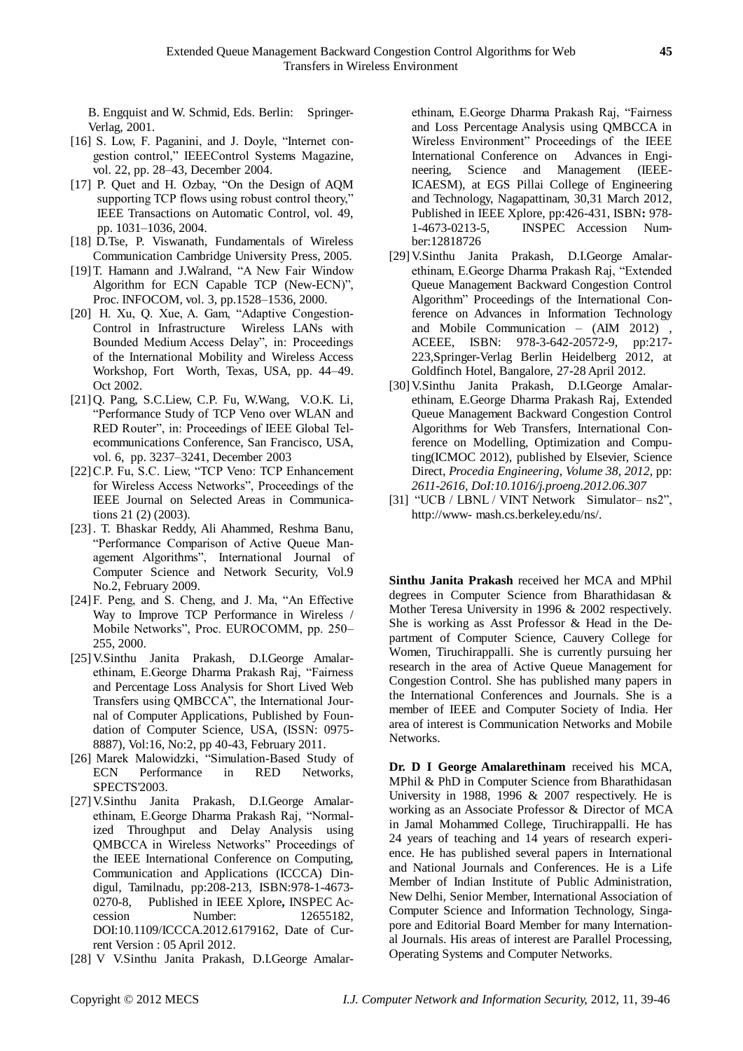B. Engquist and W. Schmid, Eds. Berlin: Springer-Verlag, 2001.

[16] S. Low, F. Paganini, and J. Doyle, "Internet congestion control," IEEEControl Systems Magazine, vol. 22, pp. 28–43, December 2004.

[17] P. Quet and H. Ozbay, "On the Design of AQM supporting TCP flows using robust control theory," IEEE Transactions on Automatic Control, vol. 49, pp. 1031–1036, 2004.

[18] D.Tse, P. Viswanath, Fundamentals of Wireless Communication Cambridge University Press, 2005.

[19] T. Hamann and J.Walrand, "A New Fair Window Algorithm for ECN Capable TCP (New-ECN)", Proc. INFOCOM, vol. 3, pp.1528–1536, 2000.

[20] H. Xu, Q. Xue, A. Gam, "Adaptive Congestion-Control in Infrastructure Wireless LANs with Bounded Medium Access Delay", in: Proceedings of the International Mobility and Wireless Access Workshop, Fort Worth, Texas, USA, pp. 44–49. Oct 2002.

[21] Q. Pang, S.C.Liew, C.P. Fu, W.Wang, V.O.K. Li, "Performance Study of TCP Veno over WLAN and RED Router", in: Proceedings of IEEE Global Telecommunications Conference, San Francisco, USA, vol. 6, pp. 3237–3241, December 2003

[22] C.P. Fu, S.C. Liew, "TCP Veno: TCP Enhancement for Wireless Access Networks", Proceedings of the IEEE Journal on Selected Areas in Communications 21 (2) (2003).

[23] . T. Bhaskar Reddy, Ali Ahammed, Reshma Banu, "Performance Comparison of Active Queue Management Algorithms", International Journal of Computer Science and Network Security, Vol.9 No.2, February 2009.

[24] F. Peng, and S. Cheng, and J. Ma, "An Effective Way to Improve TCP Performance in Wireless / Mobile Networks", Proc. EUROCOMM, pp. 250–255, 2000.

[25] V.Sinthu Janita Prakash, D.I.George Amalarethinam, E.George Dharma Prakash Raj, "Fairness and Percentage Loss Analysis for Short Lived Web Transfers using QMBCCA", the International Journal of Computer Applications, Published by Foundation of Computer Science, USA, (ISSN: 0975-8887), Vol:16, No:2, pp 40-43, February 2011.

[26] Marek Malowidzki, "Simulation-Based Study of ECN Performance in RED Networks, SPECTS'2003.

[27] V.Sinthu Janita Prakash, D.I.George Amalarethinam, E.George Dharma Prakash Raj, "Normalized Throughput and Delay Analysis using QMBCCA in Wireless Networks" Proceedings of the IEEE International Conference on Computing, Communication and Applications (ICCCA) Dindigul, Tamilnadu, pp:208-213, ISBN:978-1-4673-0270-8, Published in IEEE Xplore**,** INSPEC Accession Number: 12655182, DOI:10.1109/ICCCA.2012.6179162, Date of Current Version : 05 April 2012.

[28] V V.Sinthu Janita Prakash, D.I.George Amalarethinam, E.George Dharma Prakash Raj, "Fairness and Loss Percentage Analysis using QMBCCA in Wireless Environment" Proceedings of the IEEE International Conference on Advances in Engineering, Science and Management (IEEE-ICAESM), at EGS Pillai College of Engineering and Technology, Nagapattinam, 30,31 March 2012, Published in IEEE Xplore, pp:426-431, ISBN**:** 978-1-4673-0213-5, INSPEC Accession Number:12818726

[29] V.Sinthu Janita Prakash, D.I.George Amalarethinam, E.George Dharma Prakash Raj, "Extended Queue Management Backward Congestion Control Algorithm" Proceedings of the International Conference on Advances in Information Technology and Mobile Communication – (AIM 2012) , ACEEE, ISBN: 978-3-642-20572-9, pp:217-223,Springer-Verlag Berlin Heidelberg 2012, at Goldfinch Hotel, Bangalore, 27-28 April 2012.

[30] V.Sinthu Janita Prakash, D.I.George Amalarethinam, E.George Dharma Prakash Raj, Extended Queue Management Backward Congestion Control Algorithms for Web Transfers, International Conference on Modelling, Optimization and Computing(ICMOC 2012), published by Elsevier, Science Direct, *Procedia Engineering, Volume 38, 2012*, pp: *2611-2616, DoI:10.1016/j.proeng.2012.06.307*

[31] "UCB / LBNL / VINT Network Simulator– ns2", http://www- mash.cs.berkeley.edu/ns/.

**Sinthu Janita Prakash** received her MCA and MPhil degrees in Computer Science from Bharathidasan & Mother Teresa University in 1996 & 2002 respectively. She is working as Asst Professor & Head in the Department of Computer Science, Cauvery College for Women, Tiruchirappalli. She is currently pursuing her research in the area of Active Queue Management for Congestion Control. She has published many papers in the International Conferences and Journals. She is a member of IEEE and Computer Society of India. Her area of interest is Communication Networks and Mobile Networks.

**Dr. D I George Amalarethinam** received his MCA, MPhil & PhD in Computer Science from Bharathidasan University in 1988, 1996 & 2007 respectively. He is working as an Associate Professor & Director of MCA in Jamal Mohammed College, Tiruchirappalli. He has 24 years of teaching and 14 years of research experience. He has published several papers in International and National Journals and Conferences. He is a Life Member of Indian Institute of Public Administration, New Delhi, Senior Member, International Association of Computer Science and Information Technology, Singapore and Editorial Board Member for many International Journals. His areas of interest are Parallel Processing, Operating Systems and Computer Networks.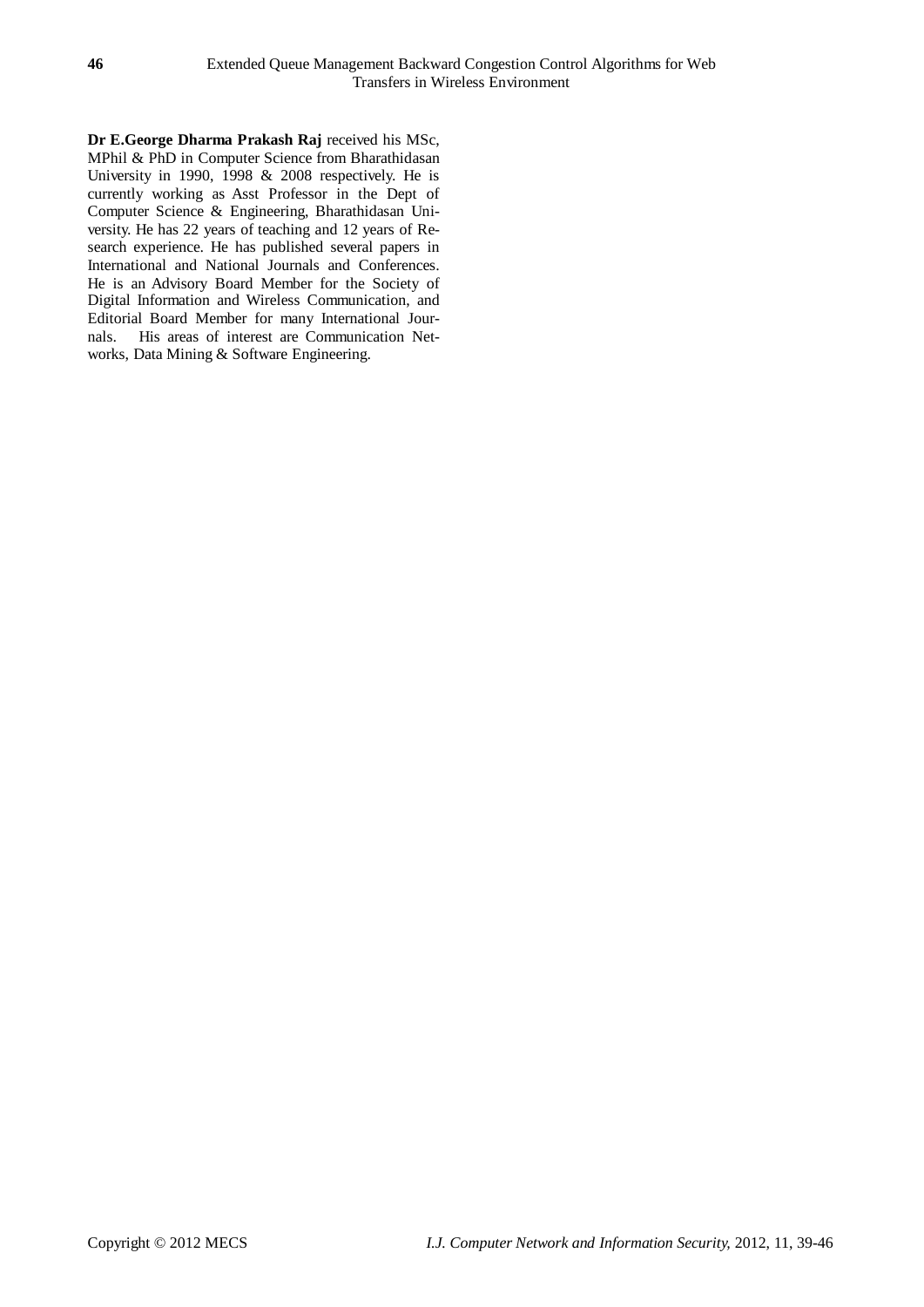**Dr E.George Dharma Prakash Raj** received his MSc, MPhil & PhD in Computer Science from Bharathidasan University in 1990, 1998 & 2008 respectively. He is currently working as Asst Professor in the Dept of Computer Science & Engineering, Bharathidasan University. He has 22 years of teaching and 12 years of Research experience. He has published several papers in International and National Journals and Conferences. He is an Advisory Board Member for the Society of Digital Information and Wireless Communication, and Editorial Board Member for many International Journals. His areas of interest are Communication Networks, Data Mining & Software Engineering.